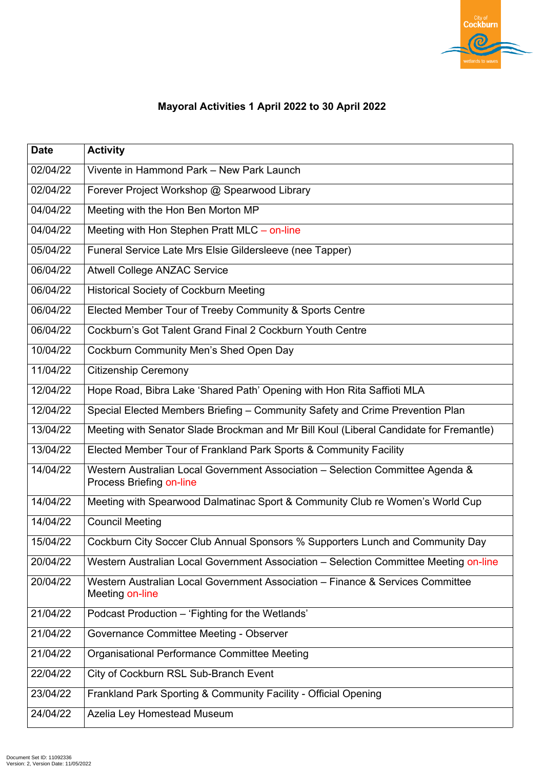# Mayoral Activities 1 April 2022 to 30 April 2022

| Date | Activity |
|---|---|
| 02/04/22 | Vivente in Hammond Park – New Park Launch |
| 02/04/22 | Forever Project Workshop @ Spearwood Library |
| 04/04/22 | Meeting with the Hon Ben Morton MP |
| 04/04/22 | Meeting with Hon Stephen Pratt MLC – on-line |
| 05/04/22 | Funeral Service Late Mrs Elsie Gildersleeve (nee Tapper) |
| 06/04/22 | Atwell College ANZAC Service |
| 06/04/22 | Historical Society of Cockburn Meeting |
| 06/04/22 | Elected Member Tour of Treeby Community & Sports Centre |
| 06/04/22 | Cockburn's Got Talent Grand Final 2 Cockburn Youth Centre |
| 10/04/22 | Cockburn Community Men's Shed Open Day |
| 11/04/22 | Citizenship Ceremony |
| 12/04/22 | Hope Road, Bibra Lake 'Shared Path' Opening with Hon Rita Saffioti MLA |
| 12/04/22 | Special Elected Members Briefing – Community Safety and Crime Prevention Plan |
| 13/04/22 | Meeting with Senator Slade Brockman and Mr Bill Koul (Liberal Candidate for Fremantle) |
| 13/04/22 | Elected Member Tour of Frankland Park Sports & Community Facility |
| 14/04/22 | Western Australian Local Government Association – Selection Committee Agenda & Process Briefing on-line |
| 14/04/22 | Meeting with Spearwood Dalmatinac Sport & Community Club re Women's World Cup |
| 14/04/22 | Council Meeting |
| 15/04/22 | Cockburn City Soccer Club Annual Sponsors % Supporters Lunch and Community Day |
| 20/04/22 | Western Australian Local Government Association – Selection Committee Meeting on-line |
| 20/04/22 | Western Australian Local Government Association – Finance & Services Committee Meeting on-line |
| 21/04/22 | Podcast Production – 'Fighting for the Wetlands' |
| 21/04/22 | Governance Committee Meeting - Observer |
| 21/04/22 | Organisational Performance Committee Meeting |
| 22/04/22 | City of Cockburn RSL Sub-Branch Event |
| 23/04/22 | Frankland Park Sporting & Community Facility - Official Opening |
| 24/04/22 | Azelia Ley Homestead Museum |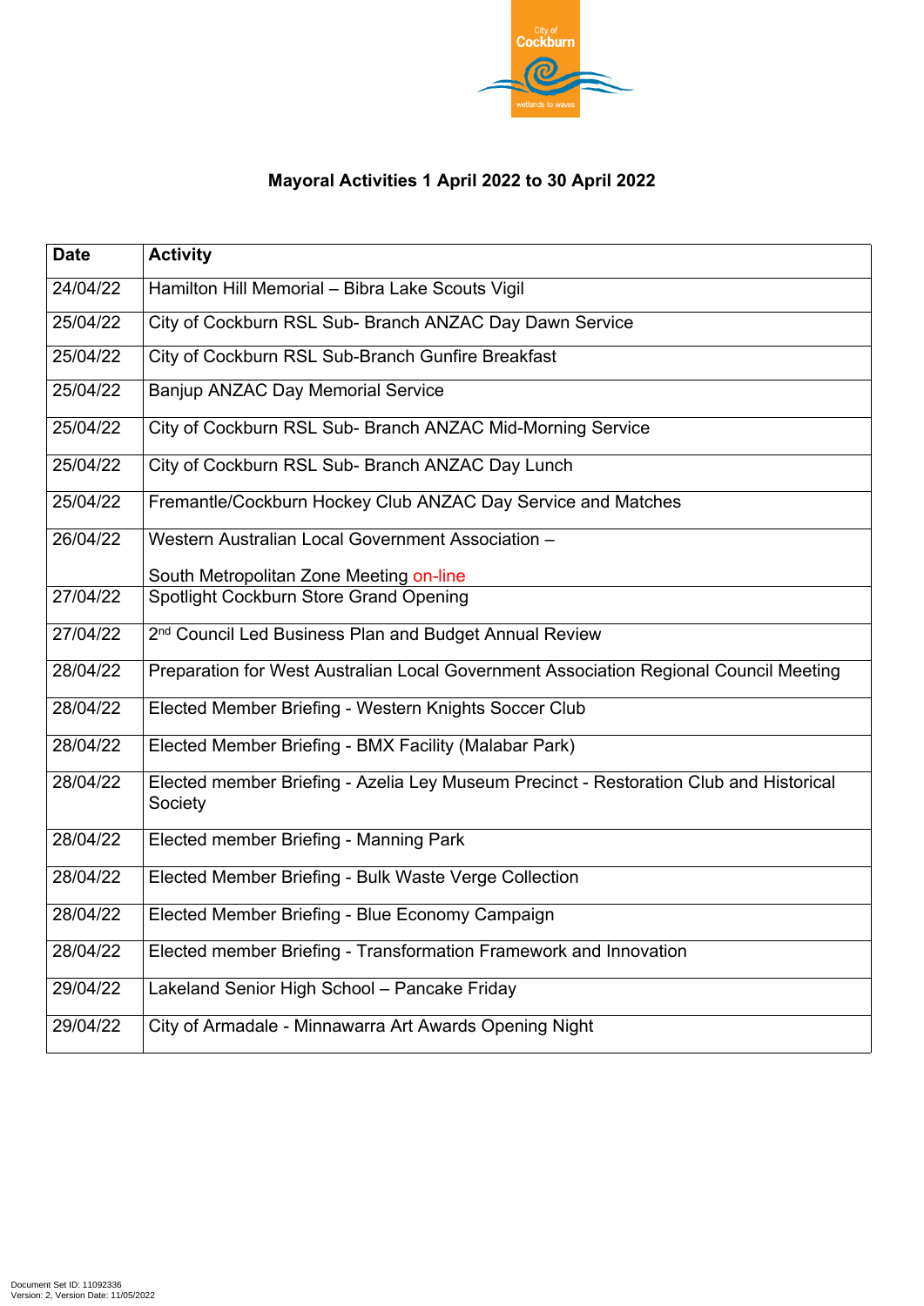**Mayoral Activities 1 April 2022 to 30 April 2022**

| Date | Activity |
|---|---|
| 24/04/22 | Hamilton Hill Memorial – Bibra Lake Scouts Vigil |
| 25/04/22 | City of Cockburn RSL Sub- Branch ANZAC Day Dawn Service |
| 25/04/22 | City of Cockburn RSL Sub-Branch Gunfire Breakfast |
| 25/04/22 | Banjup ANZAC Day Memorial Service |
| 25/04/22 | City of Cockburn RSL Sub- Branch ANZAC Mid-Morning Service |
| 25/04/22 | City of Cockburn RSL Sub- Branch ANZAC Day Lunch |
| 25/04/22 | Fremantle/Cockburn Hockey Club ANZAC Day Service and Matches |
| 26/04/22 | Western Australian Local Government Association – South Metropolitan Zone Meeting on-line |
| 27/04/22 | Spotlight Cockburn Store Grand Opening |
| 27/04/22 | 2nd Council Led Business Plan and Budget Annual Review |
| 28/04/22 | Preparation for West Australian Local Government Association Regional Council Meeting |
| 28/04/22 | Elected Member Briefing - Western Knights Soccer Club |
| 28/04/22 | Elected Member Briefing - BMX Facility (Malabar Park) |
| 28/04/22 | Elected member Briefing - Azelia Ley Museum Precinct - Restoration Club and Historical Society |
| 28/04/22 | Elected member Briefing - Manning Park |
| 28/04/22 | Elected Member Briefing - Bulk Waste Verge Collection |
| 28/04/22 | Elected Member Briefing - Blue Economy Campaign |
| 28/04/22 | Elected member Briefing - Transformation Framework and Innovation |
| 29/04/22 | Lakeland Senior High School – Pancake Friday |
| 29/04/22 | City of Armadale - Minnawarra Art Awards Opening Night |